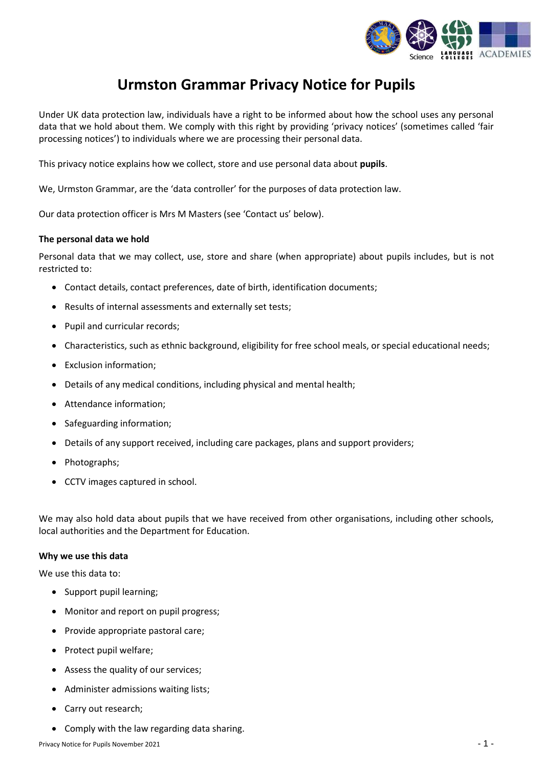# Urmston Grammar Privacy Notice for Pupils

Under UK data protection law, individuals have a right to be informed about how the school uses any personal data that we hold about them. We comply with this right by providing 'privacy notices' (sometimes called 'fair processing notices') to individuals where we are processing their personal data.

This privacy notice explains how we collect, store and use personal data about **pupils**.

We, Urmston Grammar, are the 'data controller' for the purposes of data protection law.

Our data protection officer is Mrs M Masters (see 'Contact us' below).

**The personal data we hold**

Personal data that we may collect, use, store and share (when appropriate) about pupils includes, but is not restricted to:

- Contact details, contact preferences, date of birth, identification documents;
- Results of internal assessments and externally set tests;
- Pupil and curricular records;
- Characteristics, such as ethnic background, eligibility for free school meals, or special educational needs;
- Exclusion information;
- Details of any medical conditions, including physical and mental health;
- Attendance information;
- Safeguarding information;
- Details of any support received, including care packages, plans and support providers;
- Photographs;
- CCTV images captured in school.

We may also hold data about pupils that we have received from other organisations, including other schools, local authorities and the Department for Education.

**Why we use this data**

We use this data to:

- Support pupil learning;
- Monitor and report on pupil progress;
- Provide appropriate pastoral care;
- Protect pupil welfare;
- Assess the quality of our services;
- Administer admissions waiting lists;
- Carry out research;
- Comply with the law regarding data sharing.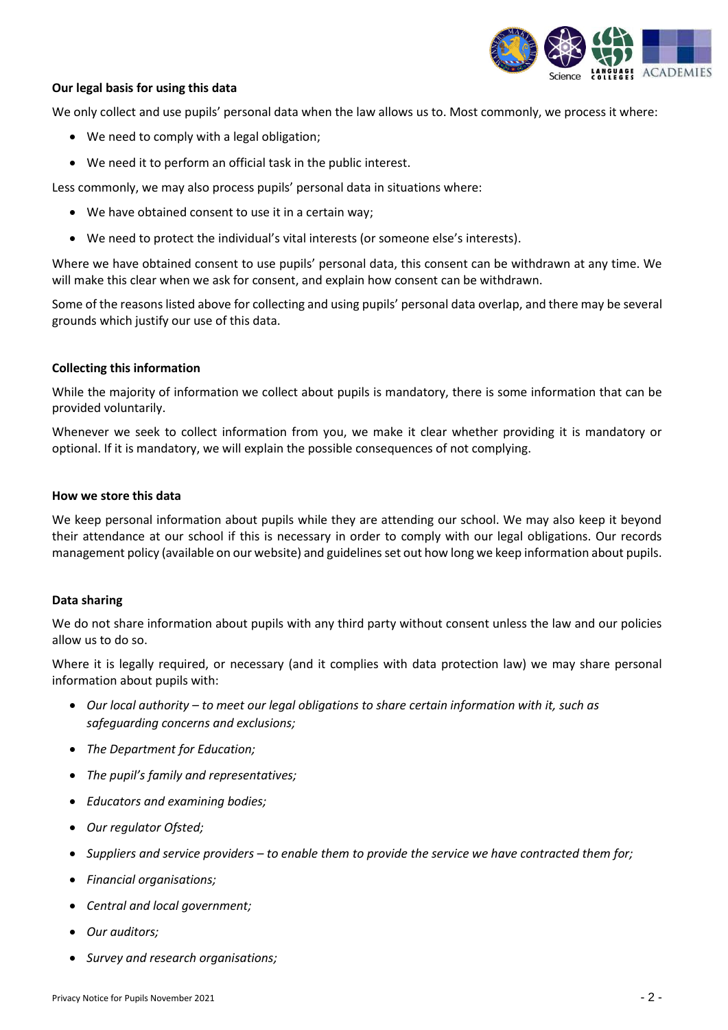**Our legal basis for using this data**

We only collect and use pupils' personal data when the law allows us to. Most commonly, we process it where:

- We need to comply with a legal obligation;
- We need it to perform an official task in the public interest.

Less commonly, we may also process pupils' personal data in situations where:

- We have obtained consent to use it in a certain way;
- We need to protect the individual's vital interests (or someone else's interests).

Where we have obtained consent to use pupils' personal data, this consent can be withdrawn at any time. We will make this clear when we ask for consent, and explain how consent can be withdrawn.

Some of the reasons listed above for collecting and using pupils' personal data overlap, and there may be several grounds which justify our use of this data.

**Collecting this information**

While the majority of information we collect about pupils is mandatory, there is some information that can be provided voluntarily.

Whenever we seek to collect information from you, we make it clear whether providing it is mandatory or optional. If it is mandatory, we will explain the possible consequences of not complying.

**How we store this data**

We keep personal information about pupils while they are attending our school. We may also keep it beyond their attendance at our school if this is necessary in order to comply with our legal obligations. Our records management policy (available on our website) and guidelines set out how long we keep information about pupils.

**Data sharing**

We do not share information about pupils with any third party without consent unless the law and our policies allow us to do so.

Where it is legally required, or necessary (and it complies with data protection law) we may share personal information about pupils with:

- *Our local authority – to meet our legal obligations to share certain information with it, such as safeguarding concerns and exclusions;*
- *The Department for Education;*
- *The pupil's family and representatives;*
- *Educators and examining bodies;*
- *Our regulator Ofsted;*
- *Suppliers and service providers – to enable them to provide the service we have contracted them for;*
- *Financial organisations;*
- *Central and local government;*
- *Our auditors;*
- *Survey and research organisations;*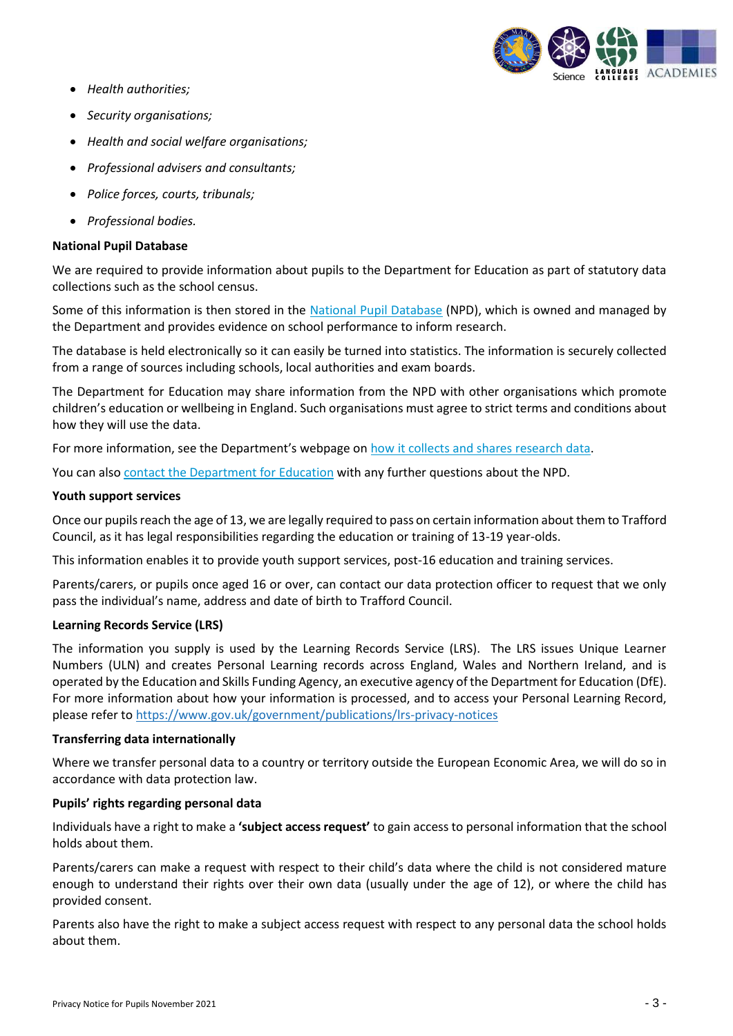- *Health authorities;*
- *Security organisations;*
- *Health and social welfare organisations;*
- *Professional advisers and consultants;*
- *Police forces, courts, tribunals;*
- *Professional bodies.*

**National Pupil Database**

We are required to provide information about pupils to the Department for Education as part of statutory data collections such as the school census.

Some of this information is then stored in the National Pupil Database (NPD), which is owned and managed by the Department and provides evidence on school performance to inform research.

The database is held electronically so it can easily be turned into statistics. The information is securely collected from a range of sources including schools, local authorities and exam boards.

The Department for Education may share information from the NPD with other organisations which promote children's education or wellbeing in England. Such organisations must agree to strict terms and conditions about how they will use the data.

For more information, see the Department's webpage on how it collects and shares research data.

You can also contact the Department for Education with any further questions about the NPD.

**Youth support services**

Once our pupils reach the age of 13, we are legally required to pass on certain information about them to Trafford Council, as it has legal responsibilities regarding the education or training of 13-19 year-olds.

This information enables it to provide youth support services, post-16 education and training services.

Parents/carers, or pupils once aged 16 or over, can contact our data protection officer to request that we only pass the individual's name, address and date of birth to Trafford Council.

**Learning Records Service (LRS)**

The information you supply is used by the Learning Records Service (LRS). The LRS issues Unique Learner Numbers (ULN) and creates Personal Learning records across England, Wales and Northern Ireland, and is operated by the Education and Skills Funding Agency, an executive agency of the Department for Education (DfE). For more information about how your information is processed, and to access your Personal Learning Record, please refer to https://www.gov.uk/government/publications/lrs-privacy-notices

**Transferring data internationally**

Where we transfer personal data to a country or territory outside the European Economic Area, we will do so in accordance with data protection law.

**Pupils' rights regarding personal data**

Individuals have a right to make a **'subject access request'** to gain access to personal information that the school holds about them.

Parents/carers can make a request with respect to their child's data where the child is not considered mature enough to understand their rights over their own data (usually under the age of 12), or where the child has provided consent.

Parents also have the right to make a subject access request with respect to any personal data the school holds about them.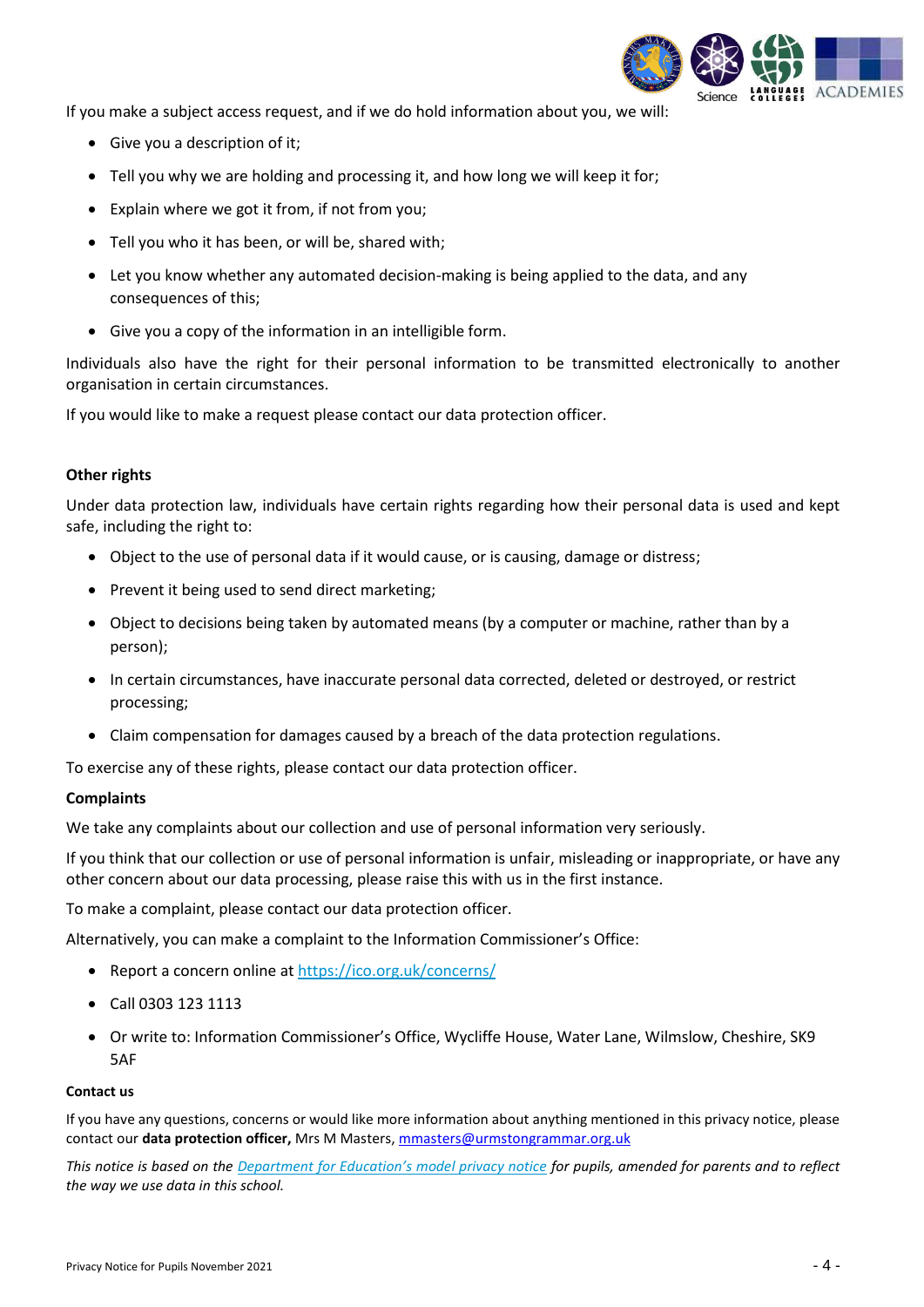If you make a subject access request, and if we do hold information about you, we will:

- Give you a description of it;
- Tell you why we are holding and processing it, and how long we will keep it for;
- Explain where we got it from, if not from you;
- Tell you who it has been, or will be, shared with;
- Let you know whether any automated decision-making is being applied to the data, and any consequences of this;
- Give you a copy of the information in an intelligible form.

Individuals also have the right for their personal information to be transmitted electronically to another organisation in certain circumstances.

If you would like to make a request please contact our data protection officer.

**Other rights**

Under data protection law, individuals have certain rights regarding how their personal data is used and kept safe, including the right to:

- Object to the use of personal data if it would cause, or is causing, damage or distress;
- Prevent it being used to send direct marketing;
- Object to decisions being taken by automated means (by a computer or machine, rather than by a person);
- In certain circumstances, have inaccurate personal data corrected, deleted or destroyed, or restrict processing;
- Claim compensation for damages caused by a breach of the data protection regulations.

To exercise any of these rights, please contact our data protection officer.

**Complaints**

We take any complaints about our collection and use of personal information very seriously.

If you think that our collection or use of personal information is unfair, misleading or inappropriate, or have any other concern about our data processing, please raise this with us in the first instance.

To make a complaint, please contact our data protection officer.

Alternatively, you can make a complaint to the Information Commissioner's Office:

- Report a concern online at https://ico.org.uk/concerns/
- Call 0303 123 1113
- Or write to: Information Commissioner's Office, Wycliffe House, Water Lane, Wilmslow, Cheshire, SK9 5AF

**Contact us**

If you have any questions, concerns or would like more information about anything mentioned in this privacy notice, please contact our **data protection officer,** Mrs M Masters, mmasters@urmstongrammar.org.uk

*This notice is based on the Department for Education's model privacy notice for pupils, amended for parents and to reflect the way we use data in this school.*